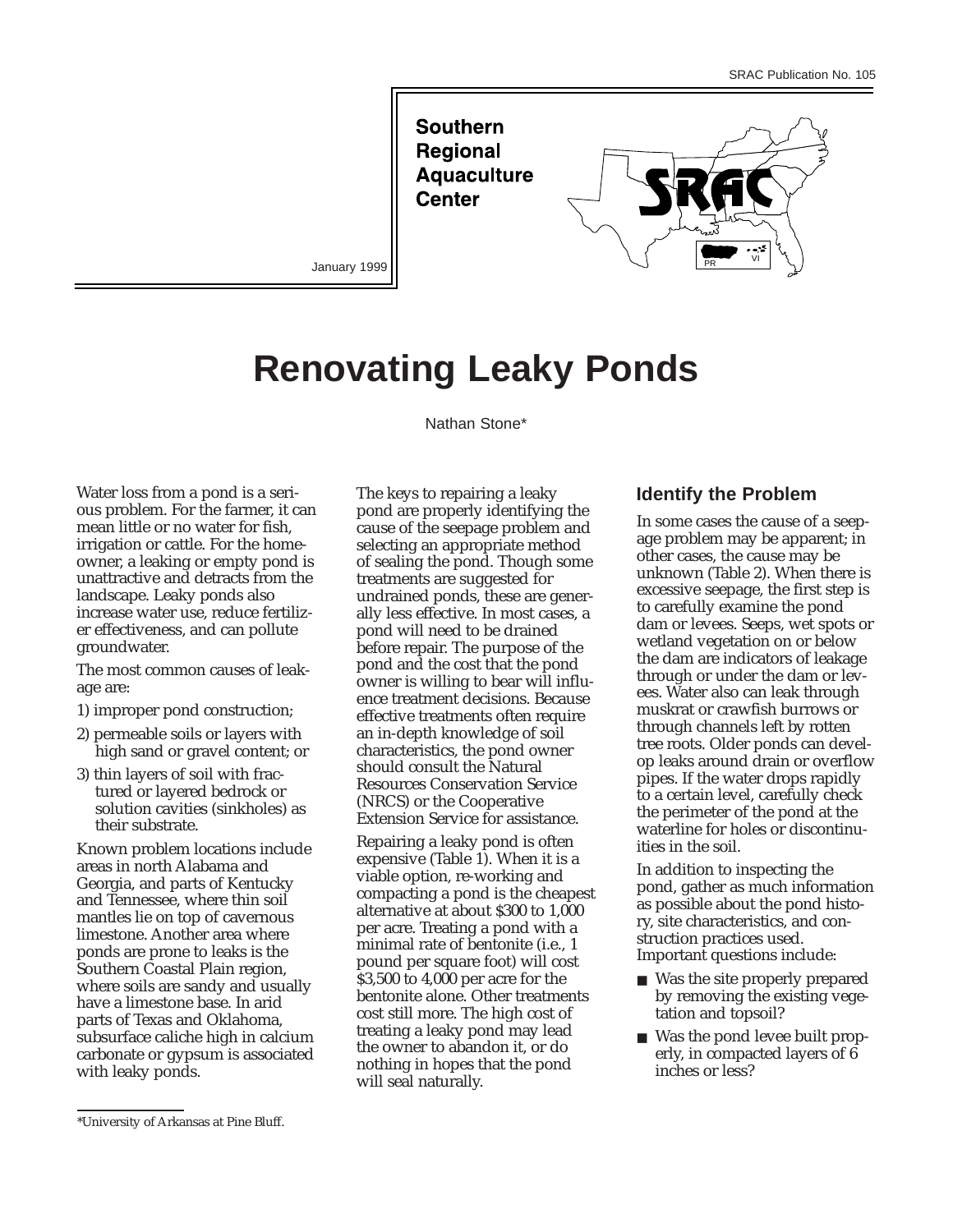SRAC Publication No. 105

**Southern Regional Aquaculture Center**

January 1999

# Renovating Leaky Ponds

Nathan Stone*

Water loss from a pond is a serious problem. For the farmer, it can mean little or no water for fish, irrigation or cattle. For the homeowner, a leaking or empty pond is unattractive and detracts from the landscape. Leaky ponds also increase water use, reduce fertilizer effectiveness, and can pollute groundwater.

The most common causes of leakage are:

1) improper pond construction;
2) permeable soils or layers with high sand or gravel content; or
3) thin layers of soil with fractured or layered bedrock or solution cavities (sinkholes) as their substrate.

Known problem locations include areas in north Alabama and Georgia, and parts of Kentucky and Tennessee, where thin soil mantles lie on top of cavernous limestone. Another area where ponds are prone to leaks is the Southern Coastal Plain region, where soils are sandy and usually have a limestone base. In arid parts of Texas and Oklahoma, subsurface caliche high in calcium carbonate or gypsum is associated with leaky ponds.

The keys to repairing a leaky pond are properly identifying the cause of the seepage problem and selecting an appropriate method of sealing the pond. Though some treatments are suggested for undrained ponds, these are generally less effective. In most cases, a pond will need to be drained before repair. The purpose of the pond and the cost that the pond owner is willing to bear will influence treatment decisions. Because effective treatments often require an in-depth knowledge of soil characteristics, the pond owner should consult the Natural Resources Conservation Service (NRCS) or the Cooperative Extension Service for assistance.

Repairing a leaky pond is often expensive (Table 1). When it is a viable option, re-working and compacting a pond is the cheapest alternative at about $300 to 1,000 per acre. Treating a pond with a minimal rate of bentonite (i.e., 1 pound per square foot) will cost $3,500 to 4,000 per acre for the bentonite alone. Other treatments cost still more. The high cost of treating a leaky pond may lead the owner to abandon it, or do nothing in hopes that the pond will seal naturally.

## Identify the Problem

In some cases the cause of a seepage problem may be apparent; in other cases, the cause may be unknown (Table 2). When there is excessive seepage, the first step is to carefully examine the pond dam or levees. Seeps, wet spots or wetland vegetation on or below the dam are indicators of leakage through or under the dam or levees. Water also can leak through muskrat or crawfish burrows or through channels left by rotten tree roots. Older ponds can develop leaks around drain or overflow pipes. If the water drops rapidly to a certain level, carefully check the perimeter of the pond at the waterline for holes or discontinuities in the soil.

In addition to inspecting the pond, gather as much information as possible about the pond history, site characteristics, and construction practices used. Important questions include:

- Was the site properly prepared by removing the existing vegetation and topsoil?
- Was the pond levee built properly, in compacted layers of 6 inches or less?

*University of Arkansas at Pine Bluff.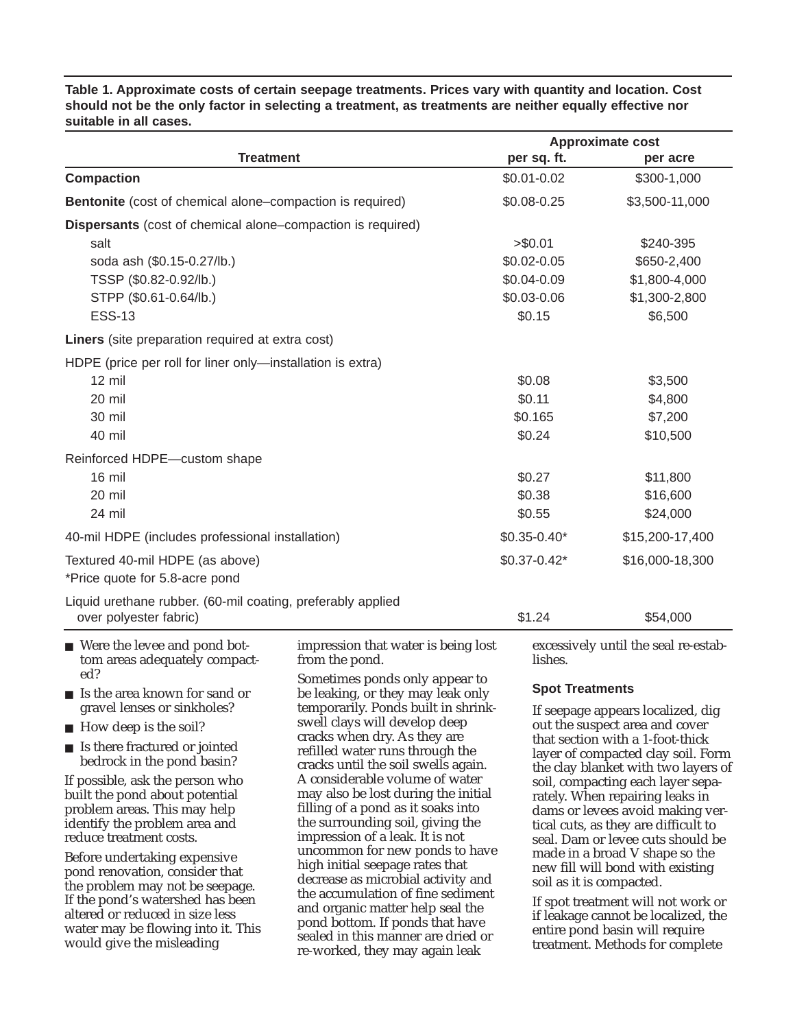**Table 1. Approximate costs of certain seepage treatments. Prices vary with quantity and location. Cost should not be the only factor in selecting a treatment, as treatments are neither equally effective nor suitable in all cases.**

| Treatment | Approximate cost per sq. ft. | Approximate cost per acre |
|---|---|---|
| **Compaction** | $0.01-0.02 | $300-1,000 |
| **Bentonite** (cost of chemical alone–compaction is required) | $0.08-0.25 | $3,500-11,000 |
| **Dispersants** (cost of chemical alone–compaction is required) | | |
| salt | >$0.01 | $240-395 |
| soda ash ($0.15-0.27/lb.) | $0.02-0.05 | $650-2,400 |
| TSSP ($0.82-0.92/lb.) | $0.04-0.09 | $1,800-4,000 |
| STPP ($0.61-0.64/lb.) | $0.03-0.06 | $1,300-2,800 |
| ESS-13 | $0.15 | $6,500 |
| **Liners** (site preparation required at extra cost) | | |
| HDPE (price per roll for liner only—installation is extra) | | |
| 12 mil | $0.08 | $3,500 |
| 20 mil | $0.11 | $4,800 |
| 30 mil | $0.165 | $7,200 |
| 40 mil | $0.24 | $10,500 |
| Reinforced HDPE—custom shape | | |
| 16 mil | $0.27 | $11,800 |
| 20 mil | $0.38 | $16,600 |
| 24 mil | $0.55 | $24,000 |
| 40-mil HDPE (includes professional installation) | $0.35-0.40* | $15,200-17,400 |
| Textured 40-mil HDPE (as above) | $0.37-0.42* | $16,000-18,300 |
| *Price quote for 5.8-acre pond | | |
| Liquid urethane rubber. (60-mil coating, preferably applied over polyester fabric) | $1.24 | $54,000 |

- Were the levee and pond bottom areas adequately compacted?
- Is the area known for sand or gravel lenses or sinkholes?
- How deep is the soil?
- Is there fractured or jointed bedrock in the pond basin?

If possible, ask the person who built the pond about potential problem areas. This may help identify the problem area and reduce treatment costs.

Before undertaking expensive pond renovation, consider that the problem may not be seepage. If the pond's watershed has been altered or reduced in size less water may be flowing into it. This would give the misleading impression that water is being lost from the pond.

Sometimes ponds only appear to be leaking, or they may leak only temporarily. Ponds built in shrink-swell clays will develop deep cracks when dry. As they are refilled water runs through the cracks until the soil swells again. A considerable volume of water may also be lost during the initial filling of a pond as it soaks into the surrounding soil, giving the impression of a leak. It is not uncommon for new ponds to have high initial seepage rates that decrease as microbial activity and the accumulation of fine sediment and organic matter help seal the pond bottom. If ponds that have sealed in this manner are dried or re-worked, they may again leak excessively until the seal re-establishes.

### Spot Treatments

If seepage appears localized, dig out the suspect area and cover that section with a 1-foot-thick layer of compacted clay soil. Form the clay blanket with two layers of soil, compacting each layer separately. When repairing leaks in dams or levees avoid making vertical cuts, as they are difficult to seal. Dam or levee cuts should be made in a broad V shape so the new fill will bond with existing soil as it is compacted.

If spot treatment will not work or if leakage cannot be localized, the entire pond basin will require treatment. Methods for complete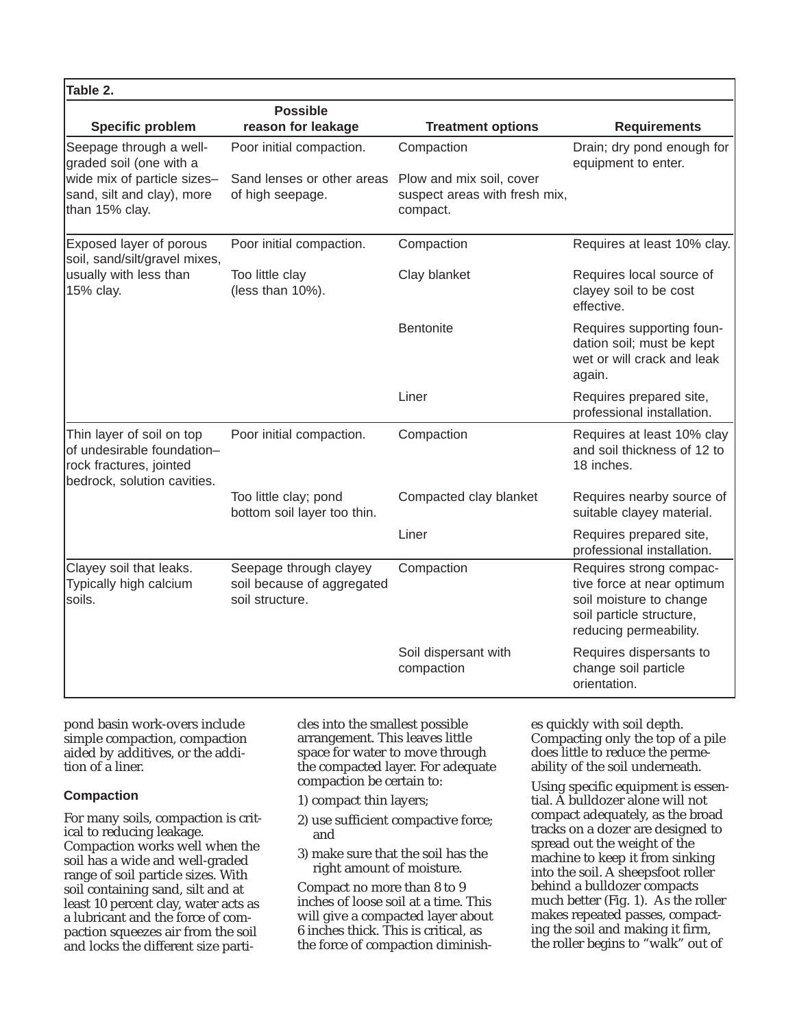**Table 2.**

| Specific problem | Possible reason for leakage | Treatment options | Requirements |
|---|---|---|---|
| Seepage through a well-graded soil (one with a wide mix of particle sizes–sand, silt and clay), more than 15% clay. | Poor initial compaction. | Compaction | Drain; dry pond enough for equipment to enter. |
| | Sand lenses or other areas of high seepage. | Plow and mix soil, cover suspect areas with fresh mix, compact. | |
| Exposed layer of porous soil, sand/silt/gravel mixes, usually with less than 15% clay. | Poor initial compaction. | Compaction | Requires at least 10% clay. |
| | Too little clay (less than 10%). | Clay blanket | Requires local source of clayey soil to be cost effective. |
| | | Bentonite | Requires supporting foundation soil; must be kept wet or will crack and leak again. |
| | | Liner | Requires prepared site, professional installation. |
| Thin layer of soil on top of undesirable foundation–rock fractures, jointed bedrock, solution cavities. | Poor initial compaction. | Compaction | Requires at least 10% clay and soil thickness of 12 to 18 inches. |
| | Too little clay; pond bottom soil layer too thin. | Compacted clay blanket | Requires nearby source of suitable clayey material. |
| | | Liner | Requires prepared site, professional installation. |
| Clayey soil that leaks. Typically high calcium soils. | Seepage through clayey soil because of aggregated soil structure. | Compaction | Requires strong compactive force at near optimum soil moisture to change soil particle structure, reducing permeability. |
| | | Soil dispersant with compaction | Requires dispersants to change soil particle orientation. |

pond basin work-overs include simple compaction, compaction aided by additives, or the addition of a liner.

### Compaction

For many soils, compaction is critical to reducing leakage. Compaction works well when the soil has a wide and well-graded range of soil particle sizes. With soil containing sand, silt and at least 10 percent clay, water acts as a lubricant and the force of compaction squeezes air from the soil and locks the different size particles into the smallest possible arrangement. This leaves little space for water to move through the compacted layer. For adequate compaction be certain to:

1) compact thin layers;
2) use sufficient compactive force; and
3) make sure that the soil has the right amount of moisture.

Compact no more than 8 to 9 inches of loose soil at a time. This will give a compacted layer about 6 inches thick. This is critical, as the force of compaction diminishes quickly with soil depth. Compacting only the top of a pile does little to reduce the permeability of the soil underneath.

Using specific equipment is essential. A bulldozer alone will not compact adequately, as the broad tracks on a dozer are designed to spread out the weight of the machine to keep it from sinking into the soil. A sheepsfoot roller behind a bulldozer compacts much better (Fig. 1). As the roller makes repeated passes, compacting the soil and making it firm, the roller begins to "walk" out of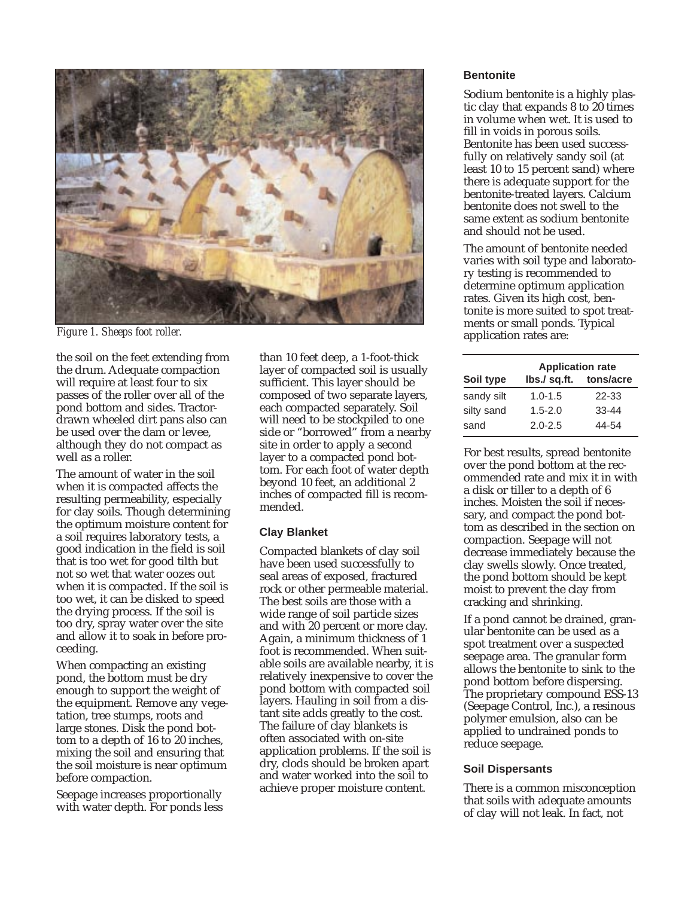Figure 1. Sheeps foot roller.

the soil on the feet extending from the drum. Adequate compaction will require at least four to six passes of the roller over all of the pond bottom and sides. Tractor-drawn wheeled dirt pans also can be used over the dam or levee, although they do not compact as well as a roller.

The amount of water in the soil when it is compacted affects the resulting permeability, especially for clay soils. Though determining the optimum moisture content for a soil requires laboratory tests, a good indication in the field is soil that is too wet for good tilth but not so wet that water oozes out when it is compacted. If the soil is too wet, it can be disked to speed the drying process. If the soil is too dry, spray water over the site and allow it to soak in before proceeding.

When compacting an existing pond, the bottom must be dry enough to support the weight of the equipment. Remove any vegetation, tree stumps, roots and large stones. Disk the pond bottom to a depth of 16 to 20 inches, mixing the soil and ensuring that the soil moisture is near optimum before compaction.

Seepage increases proportionally with water depth. For ponds less than 10 feet deep, a 1-foot-thick layer of compacted soil is usually sufficient. This layer should be composed of two separate layers, each compacted separately. Soil will need to be stockpiled to one side or "borrowed" from a nearby site in order to apply a second layer to a compacted pond bottom. For each foot of water depth beyond 10 feet, an additional 2 inches of compacted fill is recommended.

### Clay Blanket

Compacted blankets of clay soil have been used successfully to seal areas of exposed, fractured rock or other permeable material. The best soils are those with a wide range of soil particle sizes and with 20 percent or more clay. Again, a minimum thickness of 1 foot is recommended. When suitable soils are available nearby, it is relatively inexpensive to cover the pond bottom with compacted soil layers. Hauling in soil from a distant site adds greatly to the cost. The failure of clay blankets is often associated with on-site application problems. If the soil is dry, clods should be broken apart and water worked into the soil to achieve proper moisture content.

### Bentonite

Sodium bentonite is a highly plastic clay that expands 8 to 20 times in volume when wet. It is used to fill in voids in porous soils. Bentonite has been used successfully on relatively sandy soil (at least 10 to 15 percent sand) where there is adequate support for the bentonite-treated layers. Calcium bentonite does not swell to the same extent as sodium bentonite and should not be used.

The amount of bentonite needed varies with soil type and laboratory testing is recommended to determine optimum application rates. Given its high cost, bentonite is more suited to spot treatments or small ponds. Typical application rates are:

| Soil type | Application rate | |
|---|---|---|
| | lbs./ sq.ft. | tons/acre |
| sandy silt | 1.0-1.5 | 22-33 |
| silty sand | 1.5-2.0 | 33-44 |
| sand | 2.0-2.5 | 44-54 |

For best results, spread bentonite over the pond bottom at the recommended rate and mix it in with a disk or tiller to a depth of 6 inches. Moisten the soil if necessary, and compact the pond bottom as described in the section on compaction. Seepage will not decrease immediately because the clay swells slowly. Once treated, the pond bottom should be kept moist to prevent the clay from cracking and shrinking.

If a pond cannot be drained, granular bentonite can be used as a spot treatment over a suspected seepage area. The granular form allows the bentonite to sink to the pond bottom before dispersing. The proprietary compound ESS-13 (Seepage Control, Inc.), a resinous polymer emulsion, also can be applied to undrained ponds to reduce seepage.

### Soil Dispersants

There is a common misconception that soils with adequate amounts of clay will not leak. In fact, not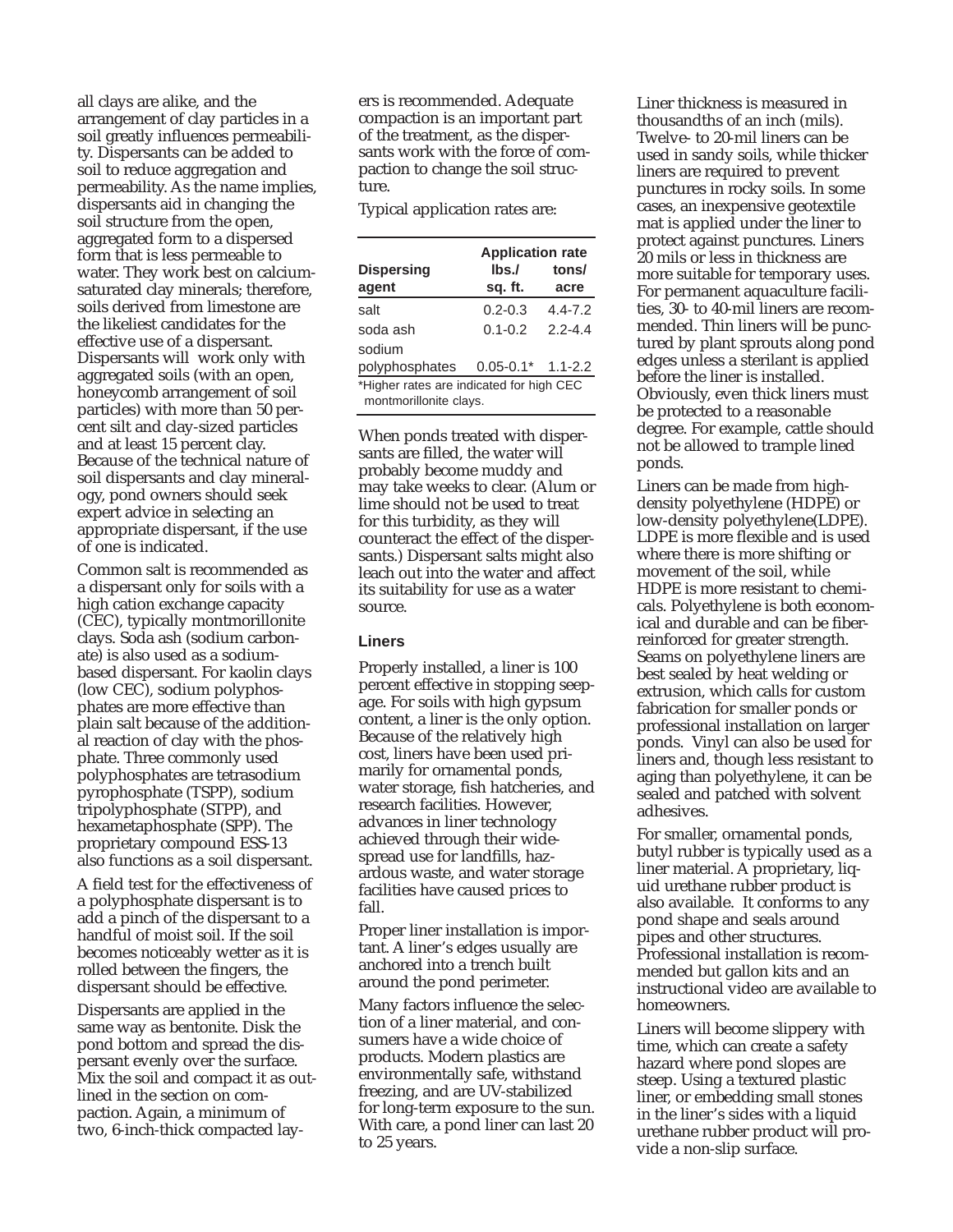all clays are alike, and the arrangement of clay particles in a soil greatly influences permeability. Dispersants can be added to soil to reduce aggregation and permeability. As the name implies, dispersants aid in changing the soil structure from the open, aggregated form to a dispersed form that is less permeable to water. They work best on calcium-saturated clay minerals; therefore, soils derived from limestone are the likeliest candidates for the effective use of a dispersant. Dispersants will work only with aggregated soils (with an open, honeycomb arrangement of soil particles) with more than 50 percent silt and clay-sized particles and at least 15 percent clay. Because of the technical nature of soil dispersants and clay mineralogy, pond owners should seek expert advice in selecting an appropriate dispersant, if the use of one is indicated.

Common salt is recommended as a dispersant only for soils with a high cation exchange capacity (CEC), typically montmorillonite clays. Soda ash (sodium carbonate) is also used as a sodium-based dispersant. For kaolin clays (low CEC), sodium polyphosphates are more effective than plain salt because of the additional reaction of clay with the phosphate. Three commonly used polyphosphates are tetrasodium pyrophosphate (TSPP), sodium tripolyphosphate (STPP), and hexametaphosphate (SPP). The proprietary compound ESS-13 also functions as a soil dispersant.

A field test for the effectiveness of a polyphosphate dispersant is to add a pinch of the dispersant to a handful of moist soil. If the soil becomes noticeably wetter as it is rolled between the fingers, the dispersant should be effective.

Dispersants are applied in the same way as bentonite. Disk the pond bottom and spread the dispersant evenly over the surface. Mix the soil and compact it as outlined in the section on compaction. Again, a minimum of two, 6-inch-thick compacted layers is recommended. Adequate compaction is an important part of the treatment, as the dispersants work with the force of compaction to change the soil structure.

Typical application rates are:

| Dispersing agent | Application rate lbs./ sq. ft. | tons/ acre |
|---|---|---|
| salt | 0.2-0.3 | 4.4-7.2 |
| soda ash | 0.1-0.2 | 2.2-4.4 |
| sodium polyphosphates | 0.05-0.1* | 1.1-2.2 |

*Higher rates are indicated for high CEC montmorillonite clays.

When ponds treated with dispersants are filled, the water will probably become muddy and may take weeks to clear. (Alum or lime should not be used to treat for this turbidity, as they will counteract the effect of the dispersants.) Dispersant salts might also leach out into the water and affect its suitability for use as a water source.

### Liners

Properly installed, a liner is 100 percent effective in stopping seepage. For soils with high gypsum content, a liner is the only option. Because of the relatively high cost, liners have been used primarily for ornamental ponds, water storage, fish hatcheries, and research facilities. However, advances in liner technology achieved through their widespread use for landfills, hazardous waste, and water storage facilities have caused prices to fall.

Proper liner installation is important. A liner's edges usually are anchored into a trench built around the pond perimeter.

Many factors influence the selection of a liner material, and consumers have a wide choice of products. Modern plastics are environmentally safe, withstand freezing, and are UV-stabilized for long-term exposure to the sun. With care, a pond liner can last 20 to 25 years.

Liner thickness is measured in thousandths of an inch (mils). Twelve- to 20-mil liners can be used in sandy soils, while thicker liners are required to prevent punctures in rocky soils. In some cases, an inexpensive geotextile mat is applied under the liner to protect against punctures. Liners 20 mils or less in thickness are more suitable for temporary uses. For permanent aquaculture facilities, 30- to 40-mil liners are recommended. Thin liners will be punctured by plant sprouts along pond edges unless a sterilant is applied before the liner is installed. Obviously, even thick liners must be protected to a reasonable degree. For example, cattle should not be allowed to trample lined ponds.

Liners can be made from high-density polyethylene (HDPE) or low-density polyethylene(LDPE). LDPE is more flexible and is used where there is more shifting or movement of the soil, while HDPE is more resistant to chemicals. Polyethylene is both economical and durable and can be fiber-reinforced for greater strength. Seams on polyethylene liners are best sealed by heat welding or extrusion, which calls for custom fabrication for smaller ponds or professional installation on larger ponds. Vinyl can also be used for liners and, though less resistant to aging than polyethylene, it can be sealed and patched with solvent adhesives.

For smaller, ornamental ponds, butyl rubber is typically used as a liner material. A proprietary, liquid urethane rubber product is also available. It conforms to any pond shape and seals around pipes and other structures. Professional installation is recommended but gallon kits and an instructional video are available to homeowners.

Liners will become slippery with time, which can create a safety hazard where pond slopes are steep. Using a textured plastic liner, or embedding small stones in the liner's sides with a liquid urethane rubber product will provide a non-slip surface.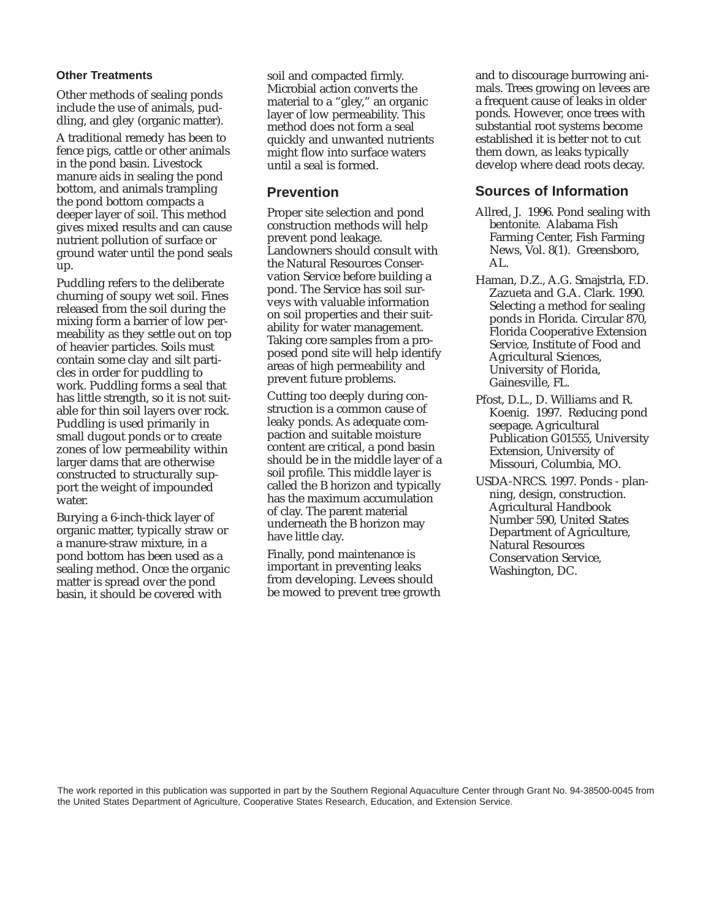### Other Treatments

Other methods of sealing ponds include the use of animals, puddling, and gley (organic matter).

A traditional remedy has been to fence pigs, cattle or other animals in the pond basin. Livestock manure aids in sealing the pond bottom, and animals trampling the pond bottom compacts a deeper layer of soil. This method gives mixed results and can cause nutrient pollution of surface or ground water until the pond seals up.

Puddling refers to the deliberate churning of soupy wet soil. Fines released from the soil during the mixing form a barrier of low permeability as they settle out on top of heavier particles. Soils must contain some clay and silt particles in order for puddling to work. Puddling forms a seal that has little strength, so it is not suitable for thin soil layers over rock. Puddling is used primarily in small dugout ponds or to create zones of low permeability within larger dams that are otherwise constructed to structurally support the weight of impounded water.

Burying a 6-inch-thick layer of organic matter, typically straw or a manure-straw mixture, in a pond bottom has been used as a sealing method. Once the organic matter is spread over the pond basin, it should be covered with soil and compacted firmly. Microbial action converts the material to a "gley," an organic layer of low permeability. This method does not form a seal quickly and unwanted nutrients might flow into surface waters until a seal is formed.

## Prevention

Proper site selection and pond construction methods will help prevent pond leakage. Landowners should consult with the Natural Resources Conservation Service before building a pond. The Service has soil surveys with valuable information on soil properties and their suitability for water management. Taking core samples from a proposed pond site will help identify areas of high permeability and prevent future problems.

Cutting too deeply during construction is a common cause of leaky ponds. As adequate compaction and suitable moisture content are critical, a pond basin should be in the middle layer of a soil profile. This middle layer is called the B horizon and typically has the maximum accumulation of clay. The parent material underneath the B horizon may have little clay.

Finally, pond maintenance is important in preventing leaks from developing. Levees should be mowed to prevent tree growth and to discourage burrowing animals. Trees growing on levees are a frequent cause of leaks in older ponds. However, once trees with substantial root systems become established it is better not to cut them down, as leaks typically develop where dead roots decay.

## Sources of Information

Allred, J. 1996. Pond sealing with bentonite. Alabama Fish Farming Center, Fish Farming News, Vol. 8(1). Greensboro, AL.

Haman, D.Z., A.G. Smajstrla, F.D. Zazueta and G.A. Clark. 1990. Selecting a method for sealing ponds in Florida. Circular 870, Florida Cooperative Extension Service, Institute of Food and Agricultural Sciences, University of Florida, Gainesville, FL.

Pfost, D.L., D. Williams and R. Koenig. 1997. Reducing pond seepage. Agricultural Publication G01555, University Extension, University of Missouri, Columbia, MO.

USDA-NRCS. 1997. Ponds - planning, design, construction. Agricultural Handbook Number 590, United States Department of Agriculture, Natural Resources Conservation Service, Washington, DC.

The work reported in this publication was supported in part by the Southern Regional Aquaculture Center through Grant No. 94-38500-0045 from the United States Department of Agriculture, Cooperative States Research, Education, and Extension Service.